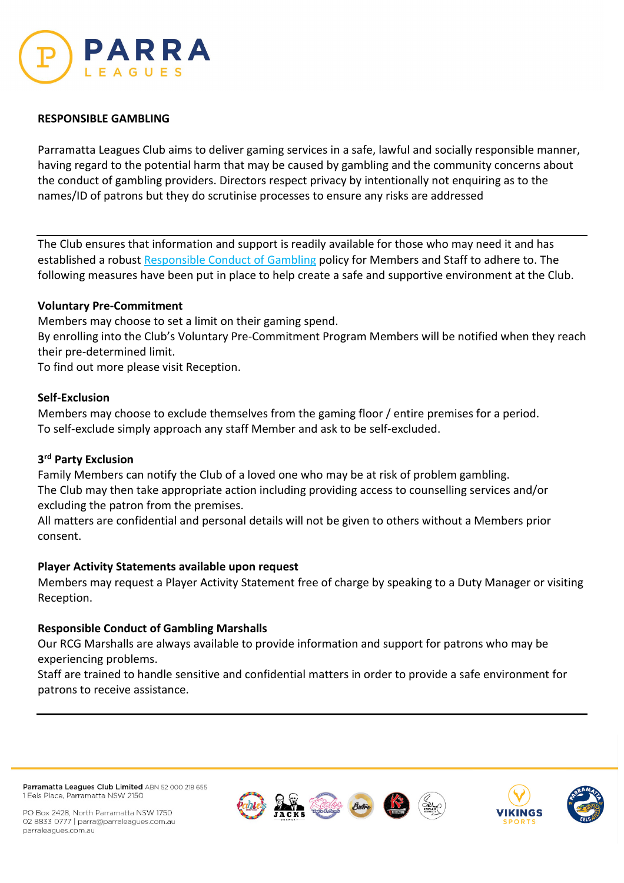# RESPONSIBLE GAMBLING

Parramatta Leagues Club aims to deliver gaming services in a safe, lawful and socially responsible manner, having regard to the potential harm that may be caused by gambling and the community concerns about the conduct of gambling providers. Directors respect privacy by intentionally not enquiring as to the names/ID of patrons but they do scrutinise processes to ensure any risks are addressed

---

The Club ensures that information and support is readily available for those who may need it and has established a robust Responsible Conduct of Gambling policy for Members and Staff to adhere to. The following measures have been put in place to help create a safe and supportive environment at the Club.

**Voluntary Pre-Commitment**

Members may choose to set a limit on their gaming spend.
By enrolling into the Club's Voluntary Pre-Commitment Program Members will be notified when they reach their pre-determined limit.
To find out more please visit Reception.

**Self-Exclusion**

Members may choose to exclude themselves from the gaming floor / entire premises for a period.
To self-exclude simply approach any staff Member and ask to be self-excluded.

**3rd Party Exclusion**

Family Members can notify the Club of a loved one who may be at risk of problem gambling.
The Club may then take appropriate action including providing access to counselling services and/or excluding the patron from the premises.
All matters are confidential and personal details will not be given to others without a Members prior consent.

**Player Activity Statements available upon request**

Members may request a Player Activity Statement free of charge by speaking to a Duty Manager or visiting Reception.

**Responsible Conduct of Gambling Marshalls**

Our RCG Marshalls are always available to provide information and support for patrons who may be experiencing problems.
Staff are trained to handle sensitive and confidential matters in order to provide a safe environment for patrons to receive assistance.

---

**Parramatta Leagues Club Limited** ABN 52 000 218 655
1 Eels Place, Parramatta NSW 2150

PO Box 2428, North Parramatta NSW 1750
02 8833 0777 | parra@parraleagues.com.au
parraleagues.com.au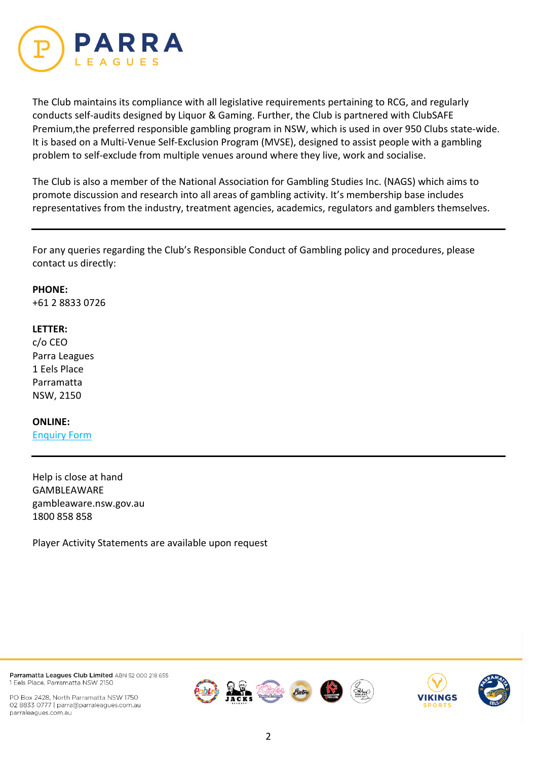The Club maintains its compliance with all legislative requirements pertaining to RCG, and regularly conducts self-audits designed by Liquor & Gaming. Further, the Club is partnered with ClubSAFE Premium,the preferred responsible gambling program in NSW, which is used in over 950 Clubs state-wide. It is based on a Multi-Venue Self-Exclusion Program (MVSE), designed to assist people with a gambling problem to self-exclude from multiple venues around where they live, work and socialise.

The Club is also a member of the National Association for Gambling Studies Inc. (NAGS) which aims to promote discussion and research into all areas of gambling activity. It's membership base includes representatives from the industry, treatment agencies, academics, regulators and gamblers themselves.

---

For any queries regarding the Club's Responsible Conduct of Gambling policy and procedures, please contact us directly:

**PHONE:**
+61 2 8833 0726

**LETTER:**
c/o CEO
Parra Leagues
1 Eels Place
Parramatta
NSW, 2150

**ONLINE:**
Enquiry Form

---

Help is close at hand
GAMBLEAWARE
gambleaware.nsw.gov.au
1800 858 858

Player Activity Statements are available upon request

**Parramatta Leagues Club Limited** ABN 52 000 218 655
1 Eels Place, Parramatta NSW 2150

PO Box 2428, North Parramatta NSW 1750
02 8833 0777 | parra@parraleagues.com.au
parraleagues.com.au